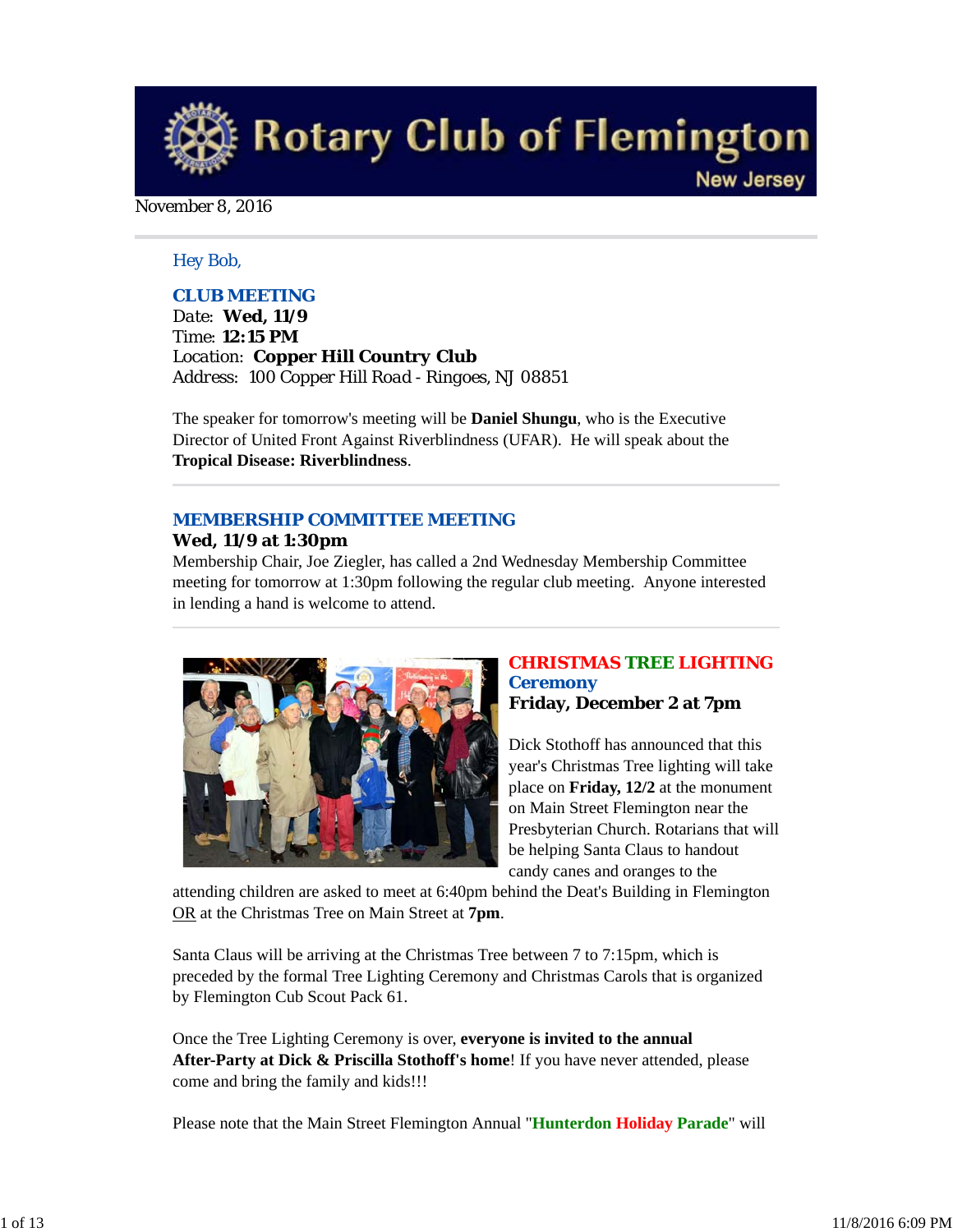# Rotary Club of Flemington

New Jersey

November 8, 2016

Hey Bob,

## CLUB MEETING

Date: **Wed, 11/9**
Time: **12:15 PM**
Location: **Copper Hill Country Club**
Address: 100 Copper Hill Road - Ringoes, NJ 08851

The speaker for tomorrow's meeting will be **Daniel Shungu**, who is the Executive Director of United Front Against Riverblindness (UFAR). He will speak about the **Tropical Disease: Riverblindness**.

## MEMBERSHIP COMMITTEE MEETING

**Wed, 11/9 at 1:30pm**

Membership Chair, Joe Ziegler, has called a 2nd Wednesday Membership Committee meeting for tomorrow at 1:30pm following the regular club meeting. Anyone interested in lending a hand is welcome to attend.

## CHRISTMAS TREE LIGHTING Ceremony

**Friday, December 2 at 7pm**

Dick Stothoff has announced that this year's Christmas Tree lighting will take place on **Friday, 12/2** at the monument on Main Street Flemington near the Presbyterian Church. Rotarians that will be helping Santa Claus to handout candy canes and oranges to the attending children are asked to meet at 6:40pm behind the Deat's Building in Flemington OR at the Christmas Tree on Main Street at **7pm**.

Santa Claus will be arriving at the Christmas Tree between 7 to 7:15pm, which is preceded by the formal Tree Lighting Ceremony and Christmas Carols that is organized by Flemington Cub Scout Pack 61.

Once the Tree Lighting Ceremony is over, **everyone is invited to the annual After-Party at Dick & Priscilla Stothoff's home**! If you have never attended, please come and bring the family and kids!!!

Please note that the Main Street Flemington Annual "**Hunterdon Holiday Parade**" will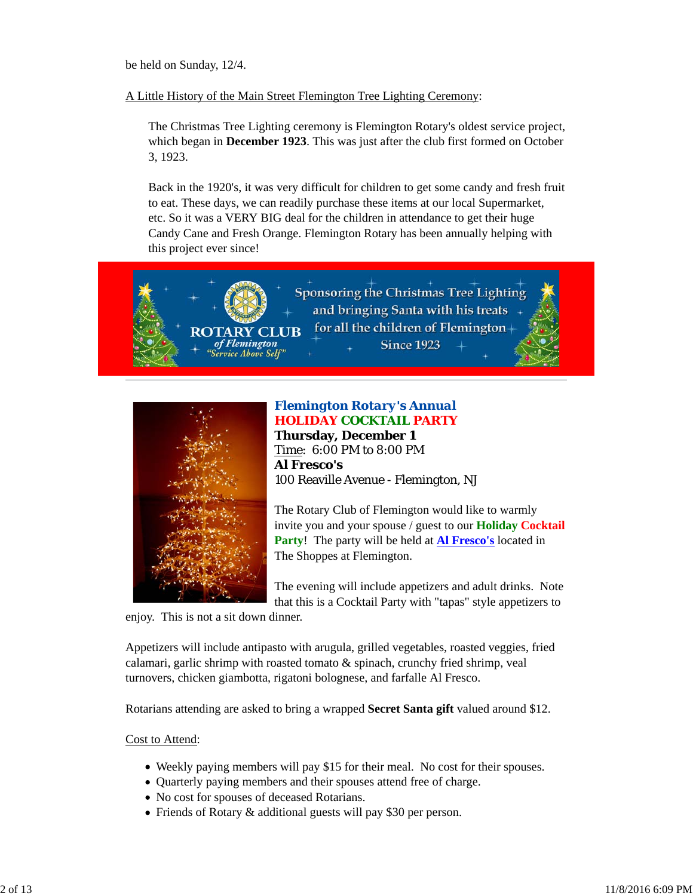be held on Sunday, 12/4.

A Little History of the Main Street Flemington Tree Lighting Ceremony:

> The Christmas Tree Lighting ceremony is Flemington Rotary's oldest service project, which began in **December 1923**. This was just after the club first formed on October 3, 1923.
>
> Back in the 1920's, it was very difficult for children to get some candy and fresh fruit to eat. These days, we can readily purchase these items at our local Supermarket, etc. So it was a VERY BIG deal for the children in attendance to get their huge Candy Cane and Fresh Orange. Flemington Rotary has been annually helping with this project ever since!

ROTARY CLUB of Flemington "Service Above Self"

Sponsoring the Christmas Tree Lighting and bringing Santa with his treats for all the children of Flemington Since 1923

---

**Flemington Rotary's Annual**
**HOLIDAY COCKTAIL PARTY**
**Thursday, December 1**
Time: 6:00 PM to 8:00 PM
**Al Fresco's**
100 Reaville Avenue - Flemington, NJ

The Rotary Club of Flemington would like to warmly invite you and your spouse / guest to our **Holiday Cocktail Party**! The party will be held at **Al Fresco's** located in The Shoppes at Flemington.

The evening will include appetizers and adult drinks. Note that this is a Cocktail Party with "tapas" style appetizers to enjoy. This is not a sit down dinner.

Appetizers will include antipasto with arugula, grilled vegetables, roasted veggies, fried calamari, garlic shrimp with roasted tomato & spinach, crunchy fried shrimp, veal turnovers, chicken giambotta, rigatoni bolognese, and farfalle Al Fresco.

Rotarians attending are asked to bring a wrapped **Secret Santa gift** valued around $12.

Cost to Attend:

- Weekly paying members will pay $15 for their meal. No cost for their spouses.
- Quarterly paying members and their spouses attend free of charge.
- No cost for spouses of deceased Rotarians.
- Friends of Rotary & additional guests will pay $30 per person.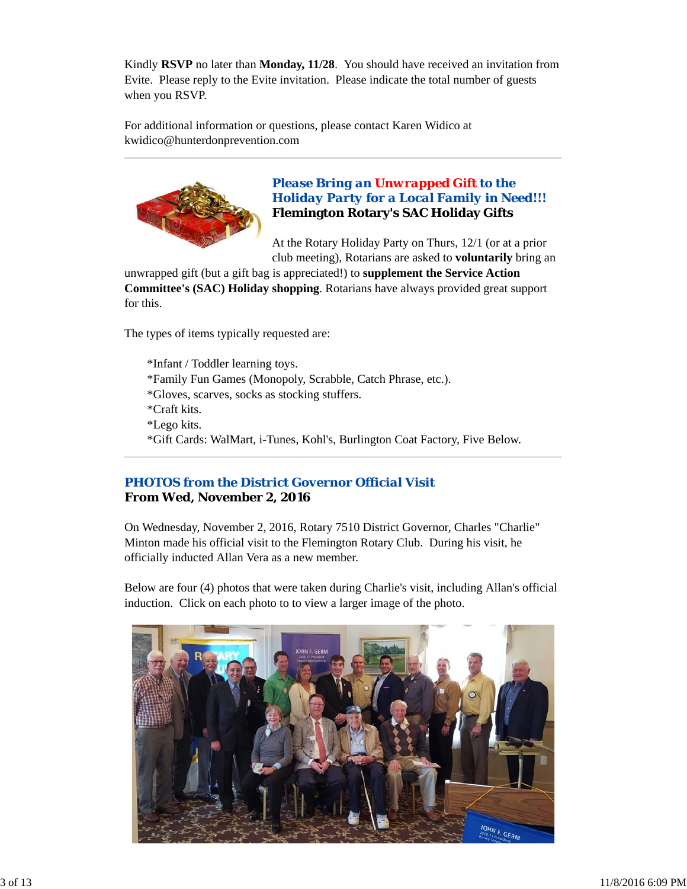Kindly **RSVP** no later than **Monday, 11/28**. You should have received an invitation from Evite. Please reply to the Evite invitation. Please indicate the total number of guests when you RSVP.

For additional information or questions, please contact Karen Widico at kwidico@hunterdonprevention.com

---

### *Please Bring an Unwrapped Gift to the Holiday Party for a Local Family in Need!!!*
**Flemington Rotary's SAC Holiday Gifts**

At the Rotary Holiday Party on Thurs, 12/1 (or at a prior club meeting), Rotarians are asked to **voluntarily** bring an unwrapped gift (but a gift bag is appreciated!) to **supplement the Service Action Committee's (SAC) Holiday shopping**. Rotarians have always provided great support for this.

The types of items typically requested are:

*Infant / Toddler learning toys.
*Family Fun Games (Monopoly, Scrabble, Catch Phrase, etc.).
*Gloves, scarves, socks as stocking stuffers.
*Craft kits.
*Lego kits.
*Gift Cards: WalMart, i-Tunes, Kohl's, Burlington Coat Factory, Five Below.

---

### *PHOTOS from the District Governor Official Visit*
**From Wed, November 2, 2016**

On Wednesday, November 2, 2016, Rotary 7510 District Governor, Charles "Charlie" Minton made his official visit to the Flemington Rotary Club. During his visit, he officially inducted Allan Vera as a new member.

Below are four (4) photos that were taken during Charlie's visit, including Allan's official induction. Click on each photo to to view a larger image of the photo.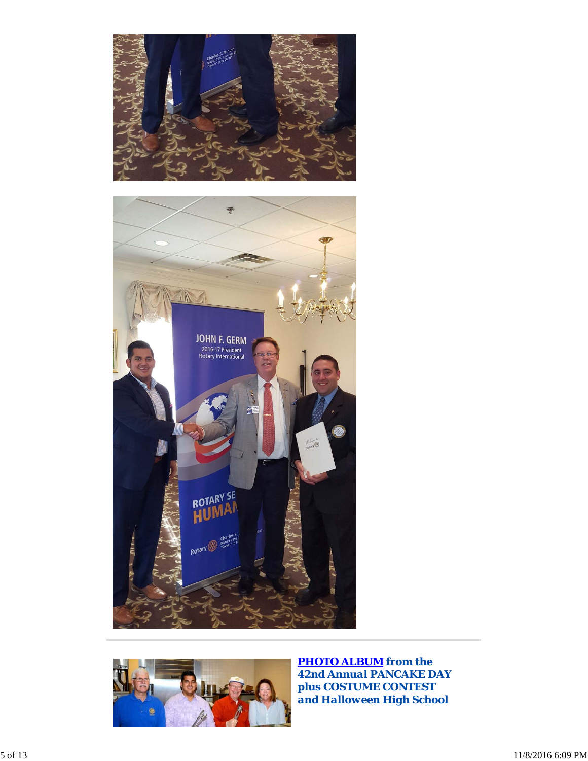**[PHOTO ALBUM](#) *from the 42nd Annual PANCAKE DAY plus COSTUME CONTEST and Halloween High School***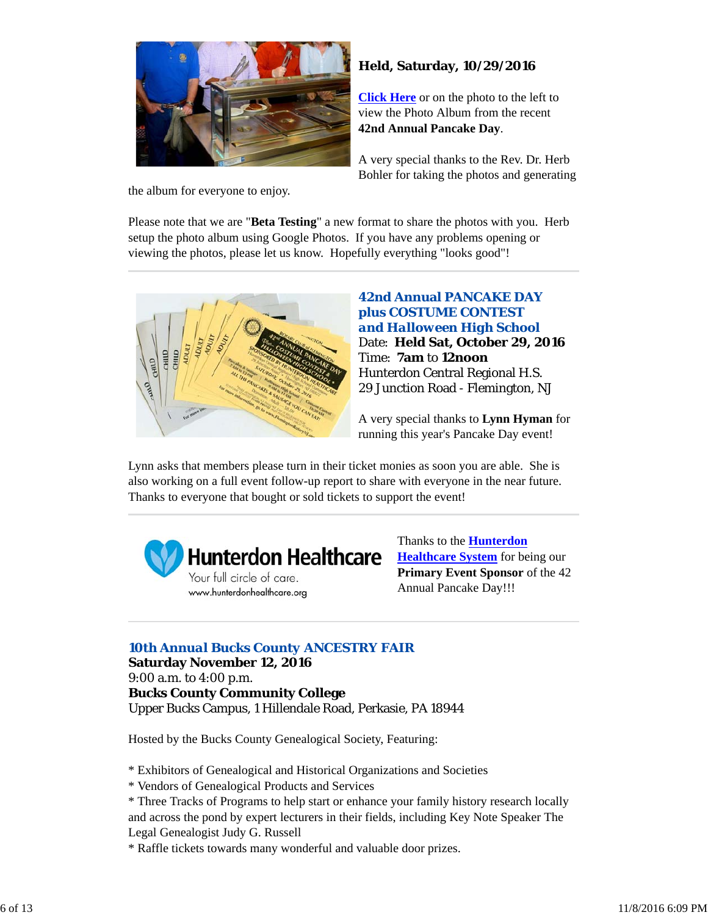**Held, Saturday, 10/29/2016**

Click Here or on the photo to the left to view the Photo Album from the recent **42nd Annual Pancake Day**.

A very special thanks to the Rev. Dr. Herb Bohler for taking the photos and generating the album for everyone to enjoy.

Please note that we are "**Beta Testing**" a new format to share the photos with you. Herb setup the photo album using Google Photos. If you have any problems opening or viewing the photos, please let us know. Hopefully everything "looks good"!

---

**42nd Annual PANCAKE DAY**
**plus COSTUME CONTEST**
**and Halloween High School**
Date: **Held Sat, October 29, 2016**
Time: **7am** to **12noon**
Hunterdon Central Regional H.S.
29 Junction Road - Flemington, NJ

A very special thanks to **Lynn Hyman** for running this year's Pancake Day event!

Lynn asks that members please turn in their ticket monies as soon as you are able. She is also working on a full event follow-up report to share with everyone in the near future. Thanks to everyone that bought or sold tickets to support the event!

---

Thanks to the **Hunterdon Healthcare System** for being our **Primary Event Sponsor** of the 42 Annual Pancake Day!!!

---

**10th Annual Bucks County ANCESTRY FAIR**
**Saturday November 12, 2016**
9:00 a.m. to 4:00 p.m.
**Bucks County Community College**
Upper Bucks Campus, 1 Hillendale Road, Perkasie, PA 18944

Hosted by the Bucks County Genealogical Society, Featuring:

* Exhibitors of Genealogical and Historical Organizations and Societies
* Vendors of Genealogical Products and Services
* Three Tracks of Programs to help start or enhance your family history research locally and across the pond by expert lecturers in their fields, including Key Note Speaker The Legal Genealogist Judy G. Russell
* Raffle tickets towards many wonderful and valuable door prizes.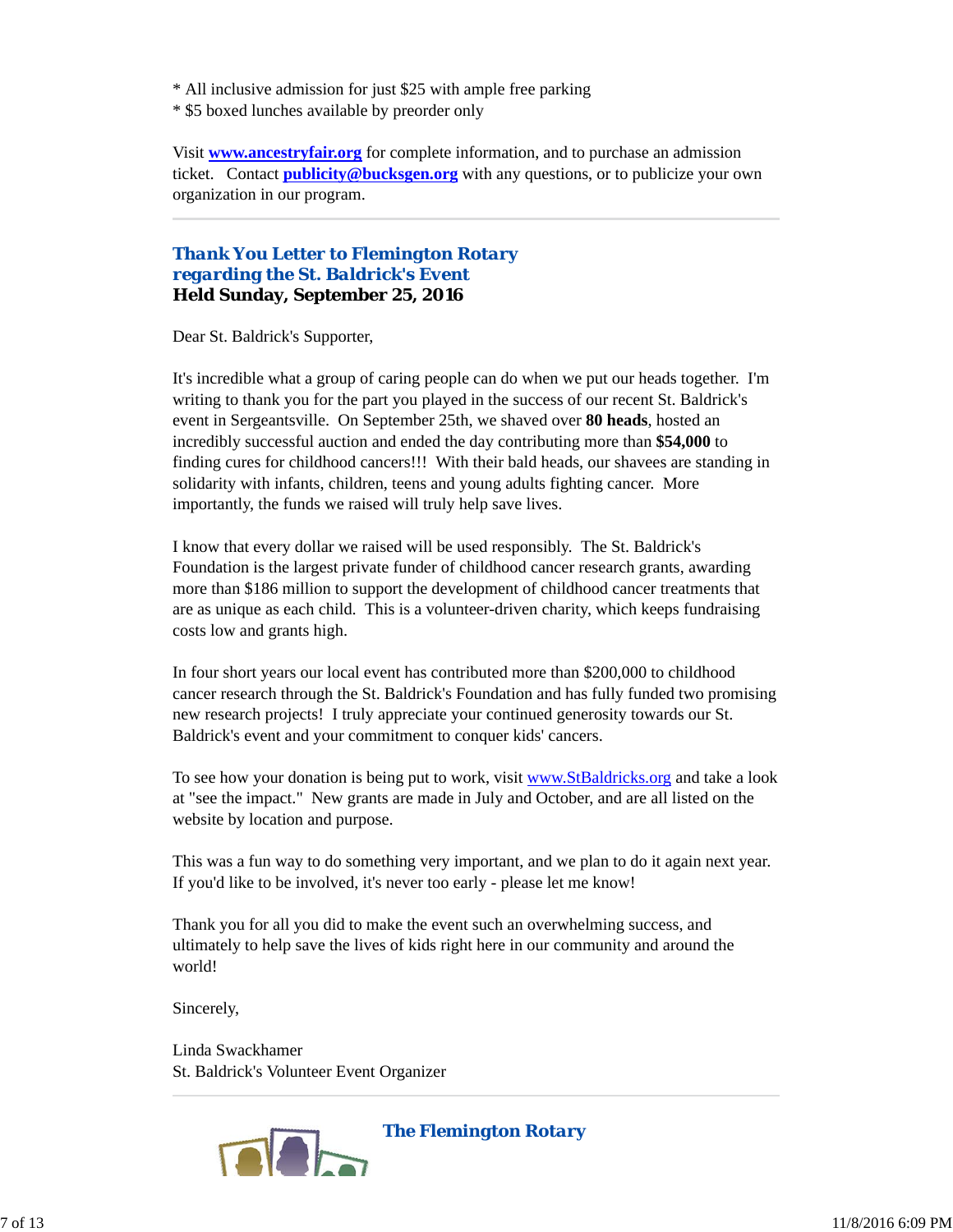* All inclusive admission for just $25 with ample free parking
* $5 boxed lunches available by preorder only

Visit **www.ancestryfair.org** for complete information, and to purchase an admission ticket. Contact **publicity@bucksgen.org** with any questions, or to publicize your own organization in our program.

---

## *Thank You Letter to Flemington Rotary regarding the St. Baldrick's Event*
**Held Sunday, September 25, 2016**

Dear St. Baldrick's Supporter,

It's incredible what a group of caring people can do when we put our heads together. I'm writing to thank you for the part you played in the success of our recent St. Baldrick's event in Sergeantsville. On September 25th, we shaved over **80 heads**, hosted an incredibly successful auction and ended the day contributing more than **$54,000** to finding cures for childhood cancers!!! With their bald heads, our shavees are standing in solidarity with infants, children, teens and young adults fighting cancer. More importantly, the funds we raised will truly help save lives.

I know that every dollar we raised will be used responsibly. The St. Baldrick's Foundation is the largest private funder of childhood cancer research grants, awarding more than $186 million to support the development of childhood cancer treatments that are as unique as each child. This is a volunteer-driven charity, which keeps fundraising costs low and grants high.

In four short years our local event has contributed more than $200,000 to childhood cancer research through the St. Baldrick's Foundation and has fully funded two promising new research projects! I truly appreciate your continued generosity towards our St. Baldrick's event and your commitment to conquer kids' cancers.

To see how your donation is being put to work, visit www.StBaldricks.org and take a look at "see the impact." New grants are made in July and October, and are all listed on the website by location and purpose.

This was a fun way to do something very important, and we plan to do it again next year. If you'd like to be involved, it's never too early - please let me know!

Thank you for all you did to make the event such an overwhelming success, and ultimately to help save the lives of kids right here in our community and around the world!

Sincerely,

Linda Swackhamer
St. Baldrick's Volunteer Event Organizer

---

## *The Flemington Rotary*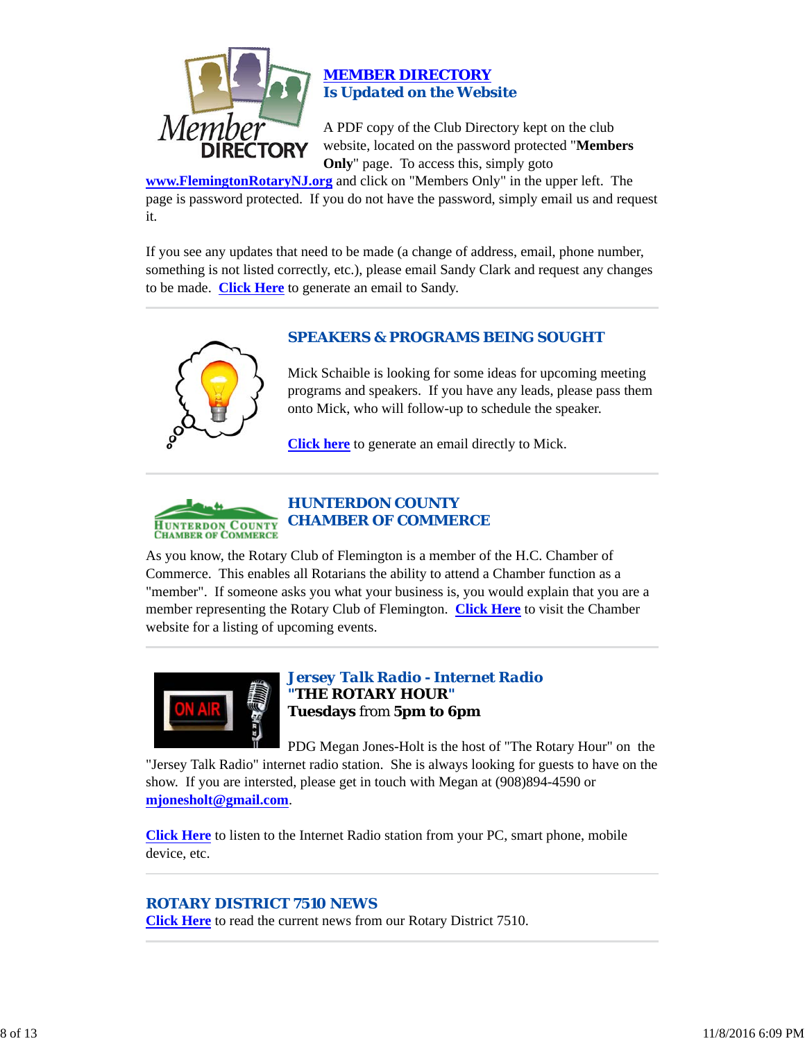## MEMBER DIRECTORY
## Is Updated on the Website

A PDF copy of the Club Directory kept on the club website, located on the password protected "**Members Only**" page. To access this, simply goto **www.FlemingtonRotaryNJ.org** and click on "Members Only" in the upper left. The page is password protected. If you do not have the password, simply email us and request it.

If you see any updates that need to be made (a change of address, email, phone number, something is not listed correctly, etc.), please email Sandy Clark and request any changes to be made. **Click Here** to generate an email to Sandy.

---

## SPEAKERS & PROGRAMS BEING SOUGHT

Mick Schaible is looking for some ideas for upcoming meeting programs and speakers. If you have any leads, please pass them onto Mick, who will follow-up to schedule the speaker.

**Click here** to generate an email directly to Mick.

---

## HUNTERDON COUNTY CHAMBER OF COMMERCE

As you know, the Rotary Club of Flemington is a member of the H.C. Chamber of Commerce. This enables all Rotarians the ability to attend a Chamber function as a "member". If someone asks you what your business is, you would explain that you are a member representing the Rotary Club of Flemington. **Click Here** to visit the Chamber website for a listing of upcoming events.

---

## *Jersey Talk Radio - Internet Radio*
**"THE ROTARY HOUR"**
**Tuesdays** from **5pm to 6pm**

PDG Megan Jones-Holt is the host of "The Rotary Hour" on the "Jersey Talk Radio" internet radio station. She is always looking for guests to have on the show. If you are intersted, please get in touch with Megan at (908)894-4590 or **mjonesholt@gmail.com**.

**Click Here** to listen to the Internet Radio station from your PC, smart phone, mobile device, etc.

---

## ROTARY DISTRICT 7510 NEWS

**Click Here** to read the current news from our Rotary District 7510.

---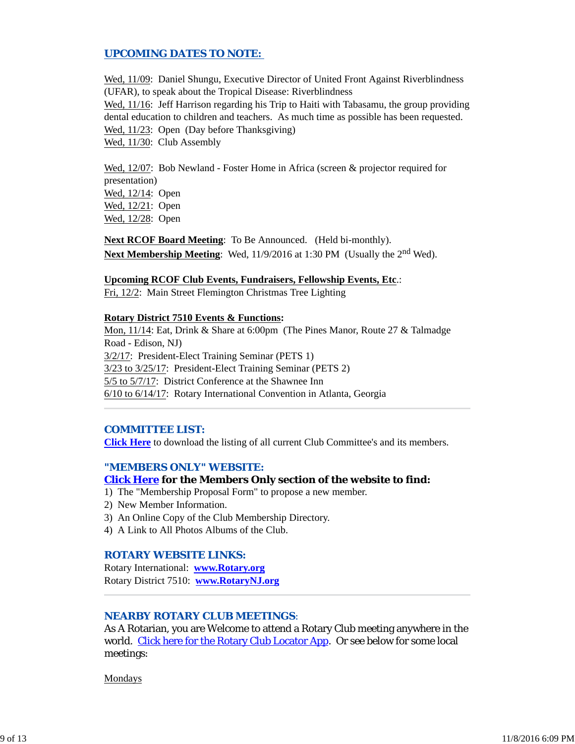## UPCOMING DATES TO NOTE:

Wed, 11/09: Daniel Shungu, Executive Director of United Front Against Riverblindness (UFAR), to speak about the Tropical Disease: Riverblindness
Wed, 11/16: Jeff Harrison regarding his Trip to Haiti with Tabasamu, the group providing dental education to children and teachers. As much time as possible has been requested.
Wed, 11/23: Open (Day before Thanksgiving)
Wed, 11/30: Club Assembly

Wed, 12/07: Bob Newland - Foster Home in Africa (screen & projector required for presentation)
Wed, 12/14: Open
Wed, 12/21: Open
Wed, 12/28: Open

**Next RCOF Board Meeting**: To Be Announced. (Held bi-monthly).
**Next Membership Meeting**: Wed, 11/9/2016 at 1:30 PM (Usually the 2nd Wed).

**Upcoming RCOF Club Events, Fundraisers, Fellowship Events, Etc**.:
Fri, 12/2: Main Street Flemington Christmas Tree Lighting

**Rotary District 7510 Events & Functions:**
Mon, 11/14: Eat, Drink & Share at 6:00pm (The Pines Manor, Route 27 & Talmadge Road - Edison, NJ)
3/2/17: President-Elect Training Seminar (PETS 1)
3/23 to 3/25/17: President-Elect Training Seminar (PETS 2)
5/5 to 5/7/17: District Conference at the Shawnee Inn
6/10 to 6/14/17: Rotary International Convention in Atlanta, Georgia

---

## COMMITTEE LIST:

**Click Here** to download the listing of all current Club Committee's and its members.

## "MEMBERS ONLY" WEBSITE:

**Click Here for the Members Only section of the website to find:**

1) The "Membership Proposal Form" to propose a new member.
2) New Member Information.
3) An Online Copy of the Club Membership Directory.
4) A Link to All Photos Albums of the Club.

## ROTARY WEBSITE LINKS:

Rotary International: **www.Rotary.org**
Rotary District 7510: **www.RotaryNJ.org**

---

## NEARBY ROTARY CLUB MEETINGS:

As A Rotarian, you are Welcome to attend a Rotary Club meeting anywhere in the world. Click here for the Rotary Club Locator App. Or see below for some local meetings:

Mondays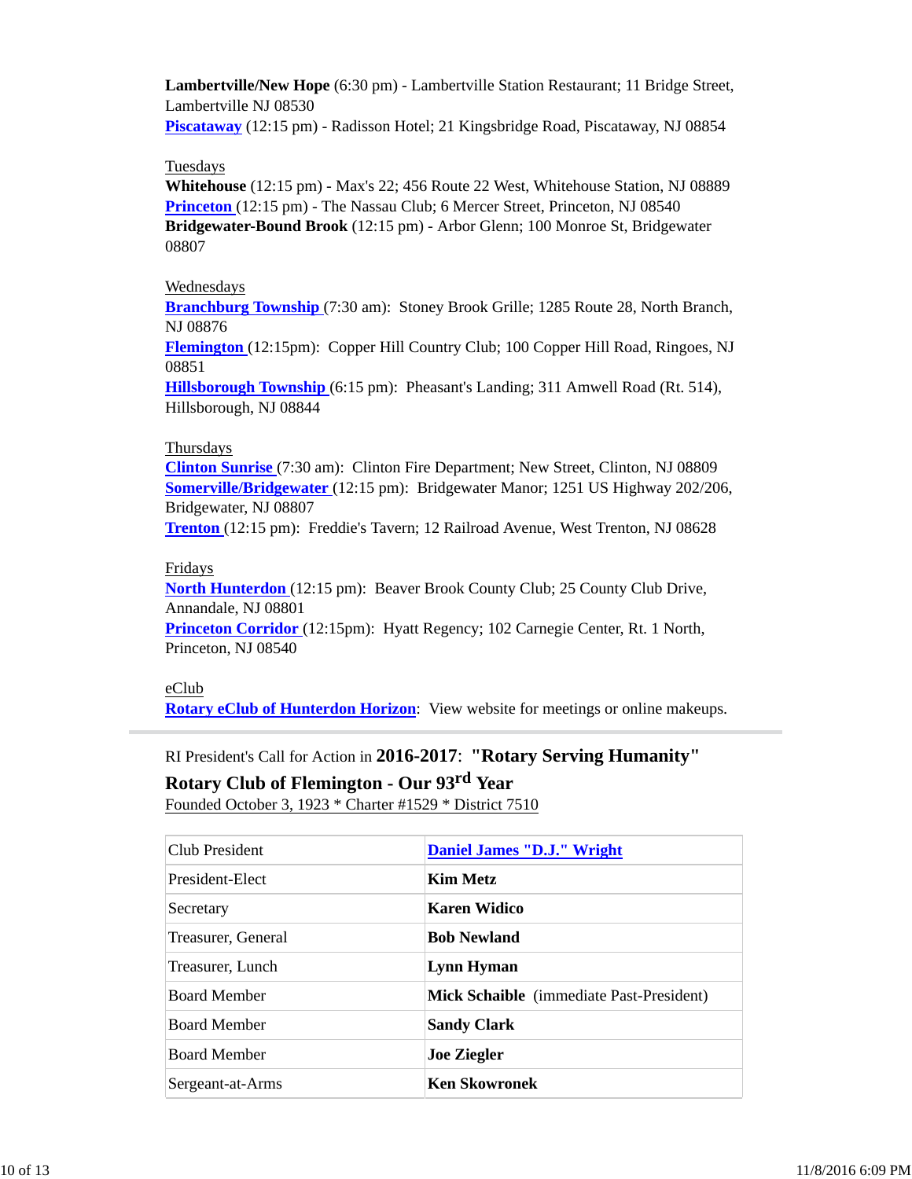**Lambertville/New Hope** (6:30 pm) - Lambertville Station Restaurant; 11 Bridge Street, Lambertville NJ 08530
**Piscataway** (12:15 pm) - Radisson Hotel; 21 Kingsbridge Road, Piscataway, NJ 08854

Tuesdays
**Whitehouse** (12:15 pm) - Max's 22; 456 Route 22 West, Whitehouse Station, NJ 08889
**Princeton** (12:15 pm) - The Nassau Club; 6 Mercer Street, Princeton, NJ 08540
**Bridgewater-Bound Brook** (12:15 pm) - Arbor Glenn; 100 Monroe St, Bridgewater 08807

Wednesdays
**Branchburg Township** (7:30 am): Stoney Brook Grille; 1285 Route 28, North Branch, NJ 08876
**Flemington** (12:15pm): Copper Hill Country Club; 100 Copper Hill Road, Ringoes, NJ 08851
**Hillsborough Township** (6:15 pm): Pheasant's Landing; 311 Amwell Road (Rt. 514), Hillsborough, NJ 08844

Thursdays
**Clinton Sunrise** (7:30 am): Clinton Fire Department; New Street, Clinton, NJ 08809
**Somerville/Bridgewater** (12:15 pm): Bridgewater Manor; 1251 US Highway 202/206, Bridgewater, NJ 08807
**Trenton** (12:15 pm): Freddie's Tavern; 12 Railroad Avenue, West Trenton, NJ 08628

Fridays
**North Hunterdon** (12:15 pm): Beaver Brook County Club; 25 County Club Drive, Annandale, NJ 08801
**Princeton Corridor** (12:15pm): Hyatt Regency; 102 Carnegie Center, Rt. 1 North, Princeton, NJ 08540

eClub
**Rotary eClub of Hunterdon Horizon**: View website for meetings or online makeups.

---

RI President's Call for Action in **2016-2017**: **"Rotary Serving Humanity"**

**Rotary Club of Flemington - Our 93rd Year**

Founded October 3, 1923 * Charter #1529 * District 7510

| Club President | **Daniel James "D.J." Wright** |
|---|---|
| President-Elect | **Kim Metz** |
| Secretary | **Karen Widico** |
| Treasurer, General | **Bob Newland** |
| Treasurer, Lunch | **Lynn Hyman** |
| Board Member | **Mick Schaible** (immediate Past-President) |
| Board Member | **Sandy Clark** |
| Board Member | **Joe Ziegler** |
| Sergeant-at-Arms | **Ken Skowronek** |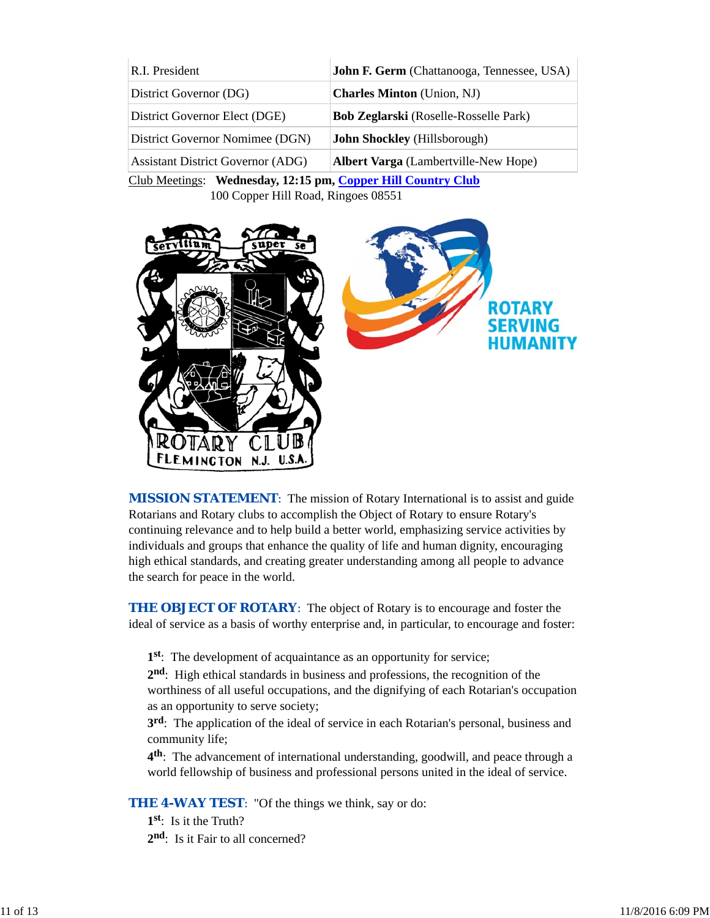| | |
|---|---|
| R.I. President | **John F. Germ** (Chattanooga, Tennessee, USA) |
| District Governor (DG) | **Charles Minton** (Union, NJ) |
| District Governor Elect (DGE) | **Bob Zeglarski** (Roselle-Rosselle Park) |
| District Governor Nomimee (DGN) | **John Shockley** (Hillsborough) |
| Assistant District Governor (ADG) | **Albert Varga** (Lambertville-New Hope) |

Club Meetings: **Wednesday, 12:15 pm, Copper Hill Country Club**
100 Copper Hill Road, Ringoes 08551

**MISSION STATEMENT**: The mission of Rotary International is to assist and guide Rotarians and Rotary clubs to accomplish the Object of Rotary to ensure Rotary's continuing relevance and to help build a better world, emphasizing service activities by individuals and groups that enhance the quality of life and human dignity, encouraging high ethical standards, and creating greater understanding among all people to advance the search for peace in the world.

**THE OBJECT OF ROTARY**: The object of Rotary is to encourage and foster the ideal of service as a basis of worthy enterprise and, in particular, to encourage and foster:

**1st**: The development of acquaintance as an opportunity for service;
**2nd**: High ethical standards in business and professions, the recognition of the worthiness of all useful occupations, and the dignifying of each Rotarian's occupation as an opportunity to serve society;
**3rd**: The application of the ideal of service in each Rotarian's personal, business and community life;
**4th**: The advancement of international understanding, goodwill, and peace through a world fellowship of business and professional persons united in the ideal of service.

**THE 4-WAY TEST**: "Of the things we think, say or do:
**1st**: Is it the Truth?
**2nd**: Is it Fair to all concerned?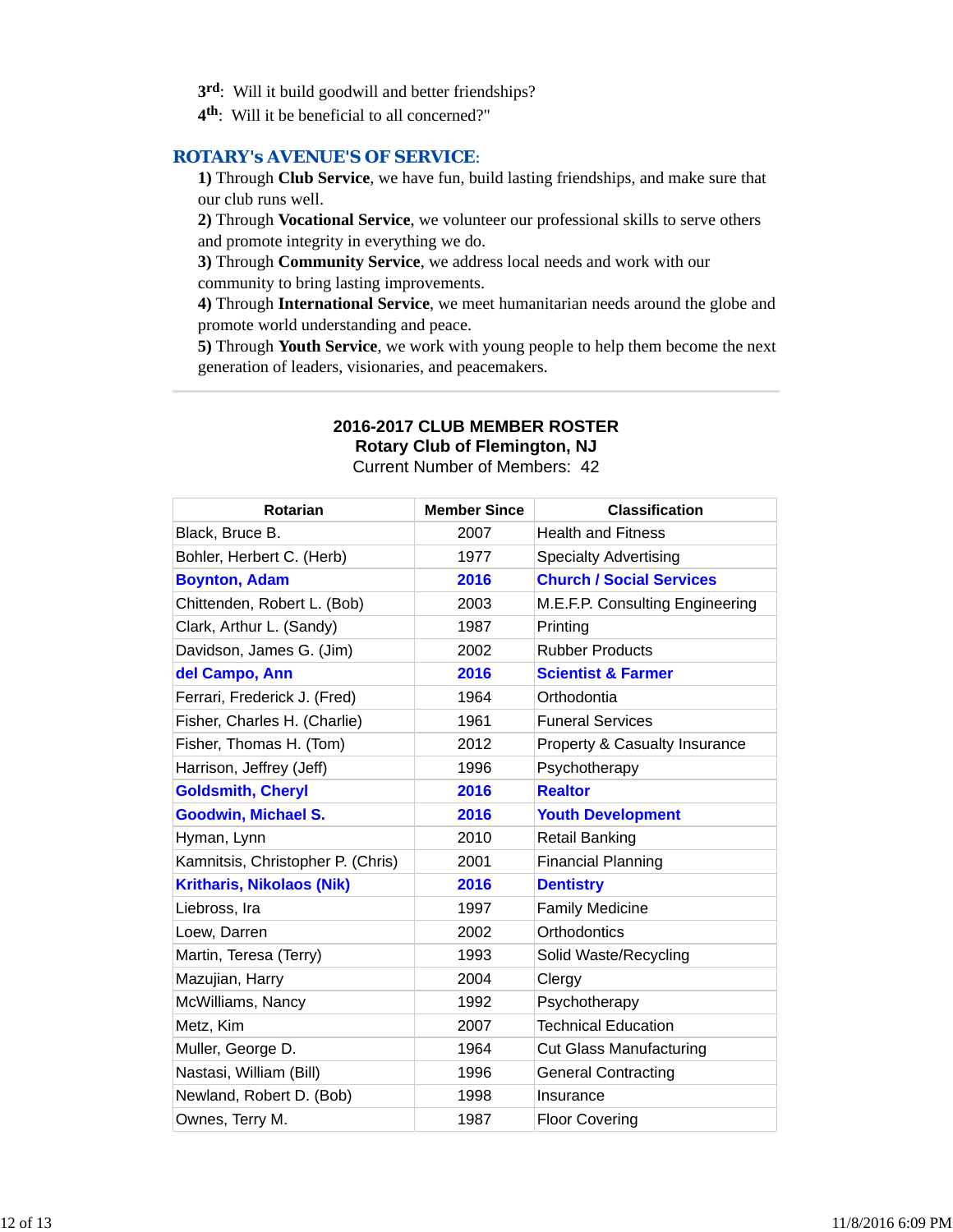**3rd**: Will it build goodwill and better friendships?

**4th**: Will it be beneficial to all concerned?"

## ROTARY's AVENUE'S OF SERVICE:

**1)** Through **Club Service**, we have fun, build lasting friendships, and make sure that our club runs well.

**2)** Through **Vocational Service**, we volunteer our professional skills to serve others and promote integrity in everything we do.

**3)** Through **Community Service**, we address local needs and work with our community to bring lasting improvements.

**4)** Through **International Service**, we meet humanitarian needs around the globe and promote world understanding and peace.

**5)** Through **Youth Service**, we work with young people to help them become the next generation of leaders, visionaries, and peacemakers.

---

**2016-2017 CLUB MEMBER ROSTER**
**Rotary Club of Flemington, NJ**
Current Number of Members: 42

| Rotarian | Member Since | Classification |
|---|---|---|
| Black, Bruce B. | 2007 | Health and Fitness |
| Bohler, Herbert C. (Herb) | 1977 | Specialty Advertising |
| **Boynton, Adam** | **2016** | **Church / Social Services** |
| Chittenden, Robert L. (Bob) | 2003 | M.E.F.P. Consulting Engineering |
| Clark, Arthur L. (Sandy) | 1987 | Printing |
| Davidson, James G. (Jim) | 2002 | Rubber Products |
| **del Campo, Ann** | **2016** | **Scientist & Farmer** |
| Ferrari, Frederick J. (Fred) | 1964 | Orthodontia |
| Fisher, Charles H. (Charlie) | 1961 | Funeral Services |
| Fisher, Thomas H. (Tom) | 2012 | Property & Casualty Insurance |
| Harrison, Jeffrey (Jeff) | 1996 | Psychotherapy |
| **Goldsmith, Cheryl** | **2016** | **Realtor** |
| **Goodwin, Michael S.** | **2016** | **Youth Development** |
| Hyman, Lynn | 2010 | Retail Banking |
| Kamnitsis, Christopher P. (Chris) | 2001 | Financial Planning |
| **Kritharis, Nikolaos (Nik)** | **2016** | **Dentistry** |
| Liebross, Ira | 1997 | Family Medicine |
| Loew, Darren | 2002 | Orthodontics |
| Martin, Teresa (Terry) | 1993 | Solid Waste/Recycling |
| Mazujian, Harry | 2004 | Clergy |
| McWilliams, Nancy | 1992 | Psychotherapy |
| Metz, Kim | 2007 | Technical Education |
| Muller, George D. | 1964 | Cut Glass Manufacturing |
| Nastasi, William (Bill) | 1996 | General Contracting |
| Newland, Robert D. (Bob) | 1998 | Insurance |
| Ownes, Terry M. | 1987 | Floor Covering |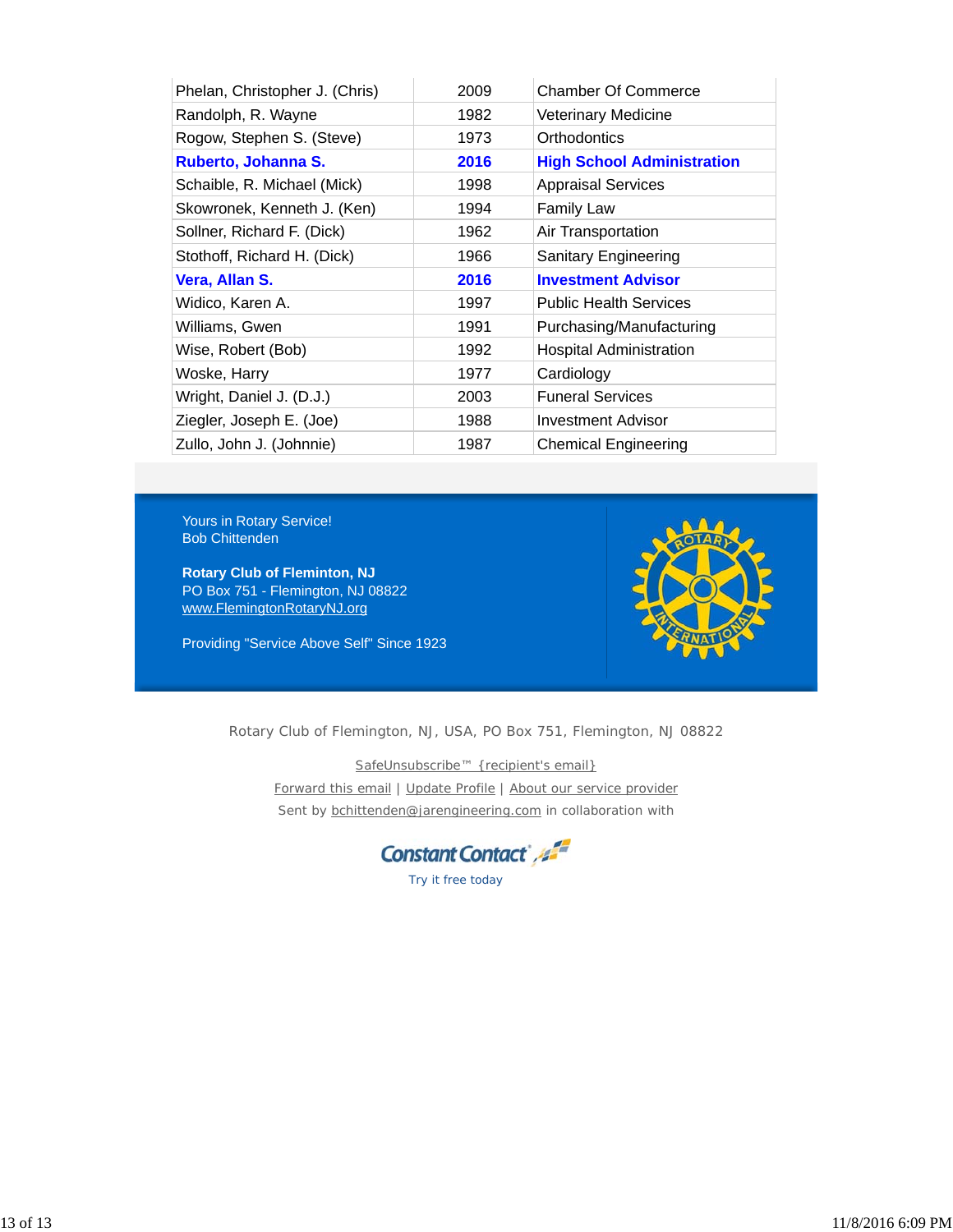| | | |
|---|---|---|
| Phelan, Christopher J. (Chris) | 2009 | Chamber Of Commerce |
| Randolph, R. Wayne | 1982 | Veterinary Medicine |
| Rogow, Stephen S. (Steve) | 1973 | Orthodontics |
| **Ruberto, Johanna S.** | **2016** | **High School Administration** |
| Schaible, R. Michael (Mick) | 1998 | Appraisal Services |
| Skowronek, Kenneth J. (Ken) | 1994 | Family Law |
| Sollner, Richard F. (Dick) | 1962 | Air Transportation |
| Stothoff, Richard H. (Dick) | 1966 | Sanitary Engineering |
| **Vera, Allan S.** | **2016** | **Investment Advisor** |
| Widico, Karen A. | 1997 | Public Health Services |
| Williams, Gwen | 1991 | Purchasing/Manufacturing |
| Wise, Robert (Bob) | 1992 | Hospital Administration |
| Woske, Harry | 1977 | Cardiology |
| Wright, Daniel J. (D.J.) | 2003 | Funeral Services |
| Ziegler, Joseph E. (Joe) | 1988 | Investment Advisor |
| Zullo, John J. (Johnnie) | 1987 | Chemical Engineering |

Yours in Rotary Service!
Bob Chittenden

**Rotary Club of Fleminton, NJ**
PO Box 751 - Flemington, NJ 08822
www.FlemingtonRotaryNJ.org

Providing "Service Above Self" Since 1923

Rotary Club of Flemington, NJ, USA, PO Box 751, Flemington, NJ 08822

SafeUnsubscribe™ {recipient's email}

Forward this email | Update Profile | About our service provider

Sent by bchittenden@jarengineering.com in collaboration with

Constant Contact

Try it free today